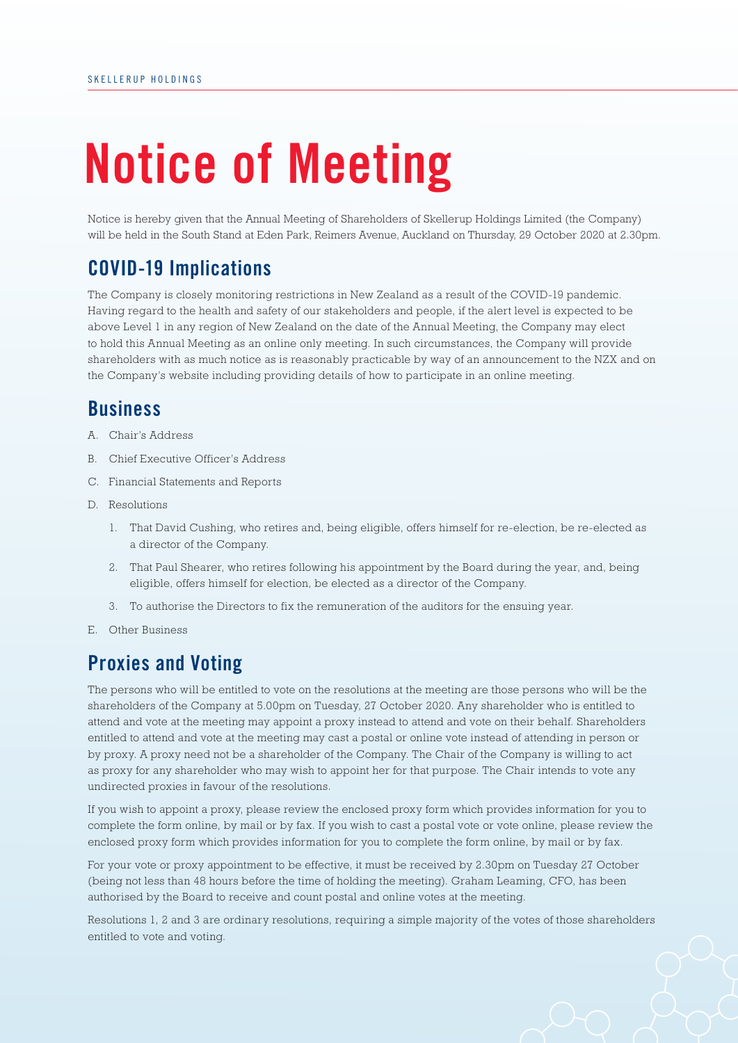# Notice of Meeting

Notice is hereby given that the Annual Meeting of Shareholders of Skellerup Holdings Limited (the Company) will be held in the South Stand at Eden Park, Reimers Avenue, Auckland on Thursday, 29 October 2020 at 2.30pm.

## COVID-19 Implications

The Company is closely monitoring restrictions in New Zealand as a result of the COVID-19 pandemic. Having regard to the health and safety of our stakeholders and people, if the alert level is expected to be above Level 1 in any region of New Zealand on the date of the Annual Meeting, the Company may elect to hold this Annual Meeting as an online only meeting. In such circumstances, the Company will provide shareholders with as much notice as is reasonably practicable by way of an announcement to the NZX and on the Company's website including providing details of how to participate in an online meeting.

## Business

A. Chair's Address

B. Chief Executive Officer's Address

C. Financial Statements and Reports

D. Resolutions

1. That David Cushing, who retires and, being eligible, offers himself for re-election, be re-elected as a director of the Company.
2. That Paul Shearer, who retires following his appointment by the Board during the year, and, being eligible, offers himself for election, be elected as a director of the Company.
3. To authorise the Directors to fix the remuneration of the auditors for the ensuing year.

E. Other Business

## Proxies and Voting

The persons who will be entitled to vote on the resolutions at the meeting are those persons who will be the shareholders of the Company at 5.00pm on Tuesday, 27 October 2020. Any shareholder who is entitled to attend and vote at the meeting may appoint a proxy instead to attend and vote on their behalf. Shareholders entitled to attend and vote at the meeting may cast a postal or online vote instead of attending in person or by proxy. A proxy need not be a shareholder of the Company. The Chair of the Company is willing to act as proxy for any shareholder who may wish to appoint her for that purpose. The Chair intends to vote any undirected proxies in favour of the resolutions.

If you wish to appoint a proxy, please review the enclosed proxy form which provides information for you to complete the form online, by mail or by fax. If you wish to cast a postal vote or vote online, please review the enclosed proxy form which provides information for you to complete the form online, by mail or by fax.

For your vote or proxy appointment to be effective, it must be received by 2.30pm on Tuesday 27 October (being not less than 48 hours before the time of holding the meeting). Graham Leaming, CFO, has been authorised by the Board to receive and count postal and online votes at the meeting.

Resolutions 1, 2 and 3 are ordinary resolutions, requiring a simple majority of the votes of those shareholders entitled to vote and voting.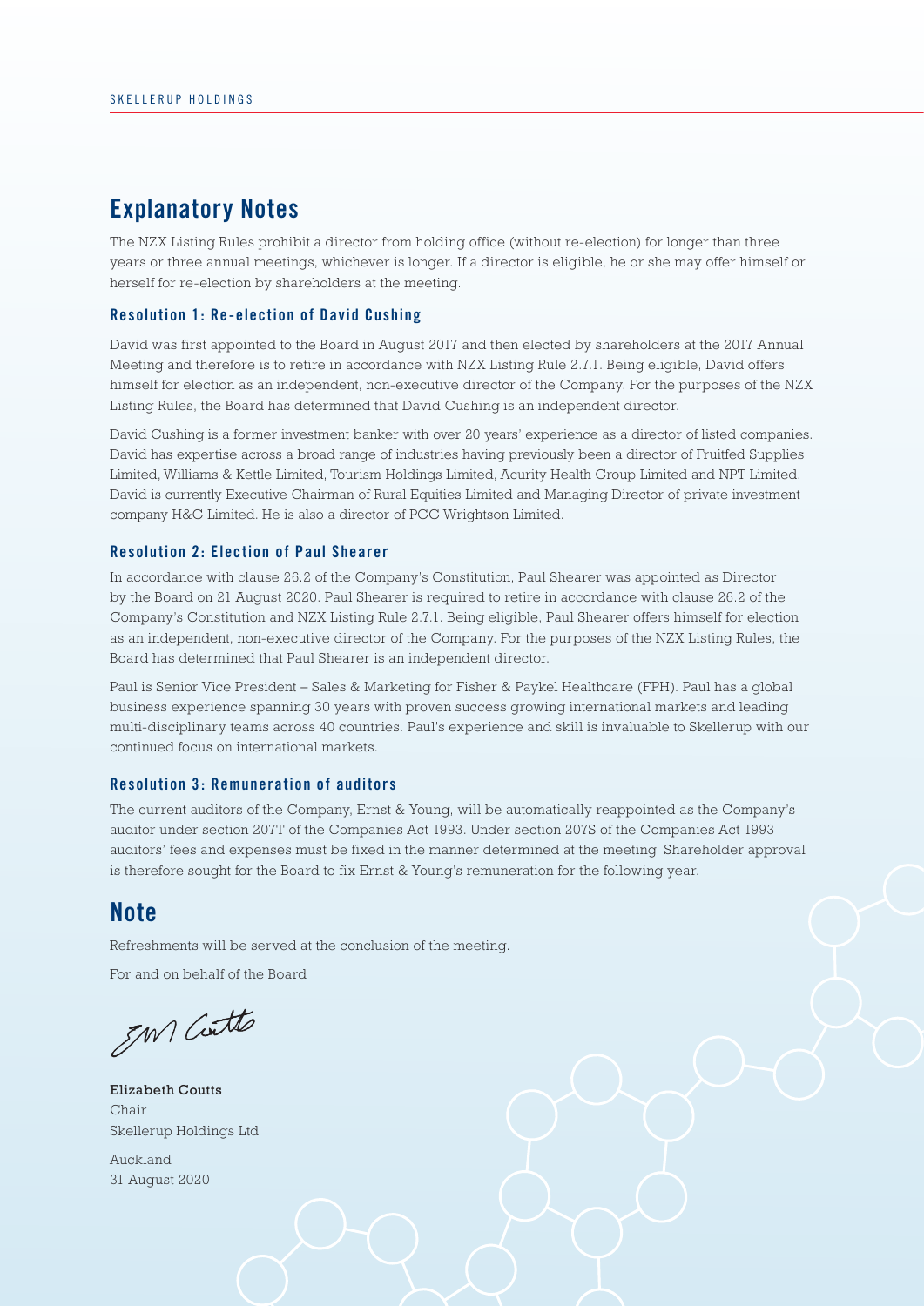## Explanatory Notes

The NZX Listing Rules prohibit a director from holding office (without re-election) for longer than three years or three annual meetings, whichever is longer. If a director is eligible, he or she may offer himself or herself for re-election by shareholders at the meeting.

### Resolution 1: Re-election of David Cushing

David was first appointed to the Board in August 2017 and then elected by shareholders at the 2017 Annual Meeting and therefore is to retire in accordance with NZX Listing Rule 2.7.1. Being eligible, David offers himself for election as an independent, non-executive director of the Company. For the purposes of the NZX Listing Rules, the Board has determined that David Cushing is an independent director.

David Cushing is a former investment banker with over 20 years' experience as a director of listed companies. David has expertise across a broad range of industries having previously been a director of Fruitfed Supplies Limited, Williams & Kettle Limited, Tourism Holdings Limited, Acurity Health Group Limited and NPT Limited. David is currently Executive Chairman of Rural Equities Limited and Managing Director of private investment company H&G Limited. He is also a director of PGG Wrightson Limited.

### Resolution 2: Election of Paul Shearer

In accordance with clause 26.2 of the Company's Constitution, Paul Shearer was appointed as Director by the Board on 21 August 2020. Paul Shearer is required to retire in accordance with clause 26.2 of the Company's Constitution and NZX Listing Rule 2.7.1. Being eligible, Paul Shearer offers himself for election as an independent, non-executive director of the Company. For the purposes of the NZX Listing Rules, the Board has determined that Paul Shearer is an independent director.

Paul is Senior Vice President – Sales & Marketing for Fisher & Paykel Healthcare (FPH). Paul has a global business experience spanning 30 years with proven success growing international markets and leading multi-disciplinary teams across 40 countries. Paul's experience and skill is invaluable to Skellerup with our continued focus on international markets.

### Resolution 3: Remuneration of auditors

The current auditors of the Company, Ernst & Young, will be automatically reappointed as the Company's auditor under section 207T of the Companies Act 1993. Under section 207S of the Companies Act 1993 auditors' fees and expenses must be fixed in the manner determined at the meeting. Shareholder approval is therefore sought for the Board to fix Ernst & Young's remuneration for the following year.

## Note

Refreshments will be served at the conclusion of the meeting.

For and on behalf of the Board

**Elizabeth Coutts**
Chair
Skellerup Holdings Ltd

Auckland
31 August 2020